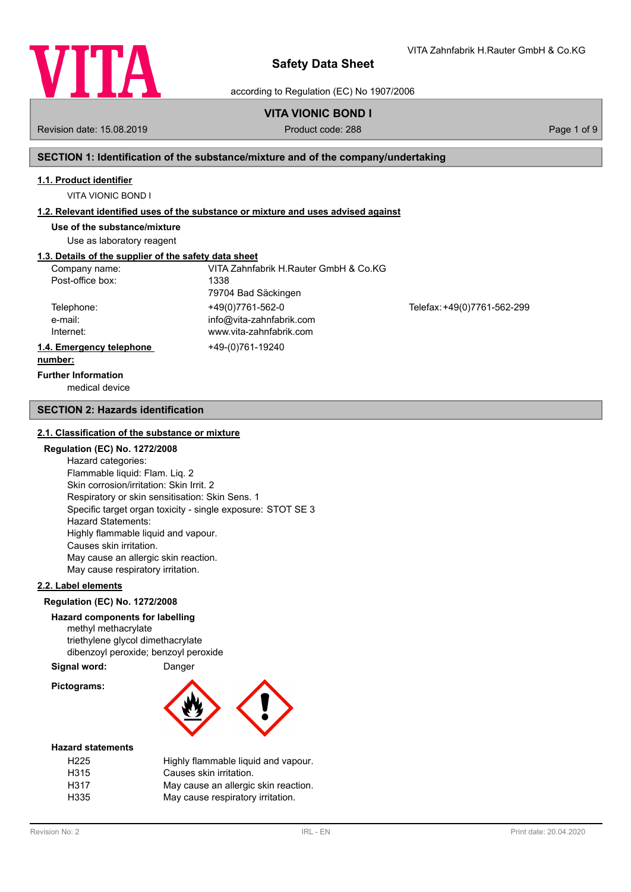# Safety Data Sheet

according to Regulation (EC) No 1907/2006

VITA Zahnfabrik H.Rauter GmbH & Co.KG

## VITA VIONIC BOND I

Revision date: 15.08.2019 | Product code: 288

## SECTION 1: Identification of the substance/mixture and of the company/undertaking

### 1.1. Product identifier

VITA VIONIC BOND I

### 1.2. Relevant identified uses of the substance or mixture and uses advised against

**Use of the substance/mixture**

Use as laboratory reagent

### 1.3. Details of the supplier of the safety data sheet

| | | |
|---|---|---|
| Company name: | VITA Zahnfabrik H.Rauter GmbH & Co.KG | |
| Post-office box: | 1338 | |
| | 79704 Bad Säckingen | |
| Telephone: | +49(0)7761-562-0 | Telefax: +49(0)7761-562-299 |
| e-mail: | info@vita-zahnfabrik.com | |
| Internet: | www.vita-zahnfabrik.com | |

### 1.4. Emergency telephone number:

+49-(0)761-19240

**Further Information**

medical device

## SECTION 2: Hazards identification

### 2.1. Classification of the substance or mixture

**Regulation (EC) No. 1272/2008**

Hazard categories:
Flammable liquid: Flam. Liq. 2
Skin corrosion/irritation: Skin Irrit. 2
Respiratory or skin sensitisation: Skin Sens. 1
Specific target organ toxicity - single exposure: STOT SE 3
Hazard Statements:
Highly flammable liquid and vapour.
Causes skin irritation.
May cause an allergic skin reaction.
May cause respiratory irritation.

### 2.2. Label elements

**Regulation (EC) No. 1272/2008**

**Hazard components for labelling**

methyl methacrylate
triethylene glycol dimethacrylate
dibenzoyl peroxide; benzoyl peroxide

**Signal word:** Danger

**Pictograms:**

**Hazard statements**

| | |
|---|---|
| H225 | Highly flammable liquid and vapour. |
| H315 | Causes skin irritation. |
| H317 | May cause an allergic skin reaction. |
| H335 | May cause respiratory irritation. |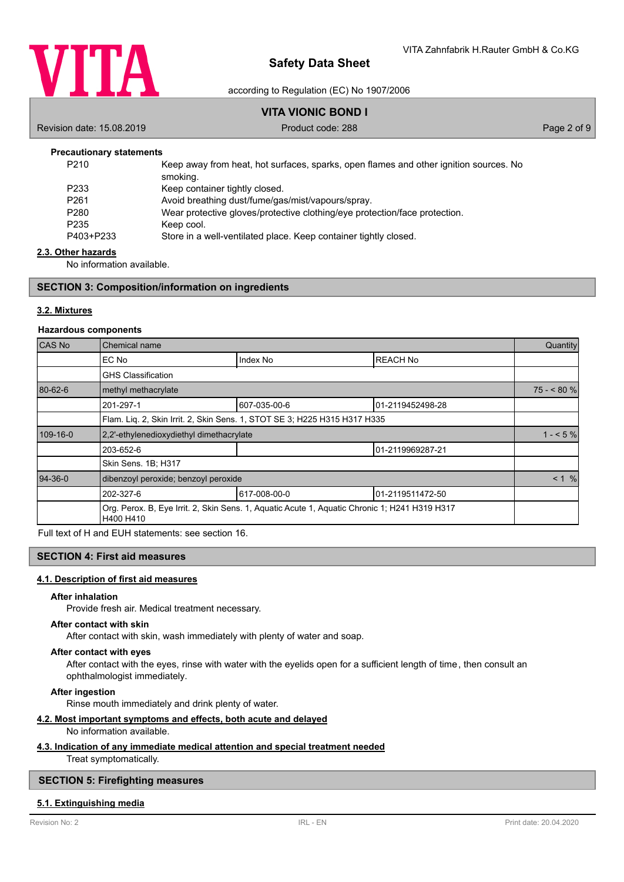**Precautionary statements**

| | |
|---|---|
| P210 | Keep away from heat, hot surfaces, sparks, open flames and other ignition sources. No smoking. |
| P233 | Keep container tightly closed. |
| P261 | Avoid breathing dust/fume/gas/mist/vapours/spray. |
| P280 | Wear protective gloves/protective clothing/eye protection/face protection. |
| P235 | Keep cool. |
| P403+P233 | Store in a well-ventilated place. Keep container tightly closed. |

### 2.3. Other hazards

No information available.

## SECTION 3: Composition/information on ingredients

### 3.2. Mixtures

**Hazardous components**

| CAS No | Chemical name | | | Quantity |
|---|---|---|---|---|
| | EC No | Index No | REACH No | |
| | GHS Classification | | | |
| 80-62-6 | methyl methacrylate | | | 75 - < 80 % |
| | 201-297-1 | 607-035-00-6 | 01-2119452498-28 | |
| | Flam. Liq. 2, Skin Irrit. 2, Skin Sens. 1, STOT SE 3; H225 H315 H317 H335 | | | |
| 109-16-0 | 2,2'-ethylenedioxydiethyl dimethacrylate | | | 1 - < 5 % |
| | 203-652-6 | | 01-2119969287-21 | |
| | Skin Sens. 1B; H317 | | | |
| 94-36-0 | dibenzoyl peroxide; benzoyl peroxide | | | < 1 % |
| | 202-327-6 | 617-008-00-0 | 01-2119511472-50 | |
| | Org. Perox. B, Eye Irrit. 2, Skin Sens. 1, Aquatic Acute 1, Aquatic Chronic 1; H241 H319 H317 H400 H410 | | | |

Full text of H and EUH statements: see section 16.

## SECTION 4: First aid measures

### 4.1. Description of first aid measures

**After inhalation**

Provide fresh air. Medical treatment necessary.

**After contact with skin**

After contact with skin, wash immediately with plenty of water and soap.

**After contact with eyes**

After contact with the eyes, rinse with water with the eyelids open for a sufficient length of time, then consult an ophthalmologist immediately.

**After ingestion**

Rinse mouth immediately and drink plenty of water.

### 4.2. Most important symptoms and effects, both acute and delayed

No information available.

### 4.3. Indication of any immediate medical attention and special treatment needed

Treat symptomatically.

## SECTION 5: Firefighting measures

### 5.1. Extinguishing media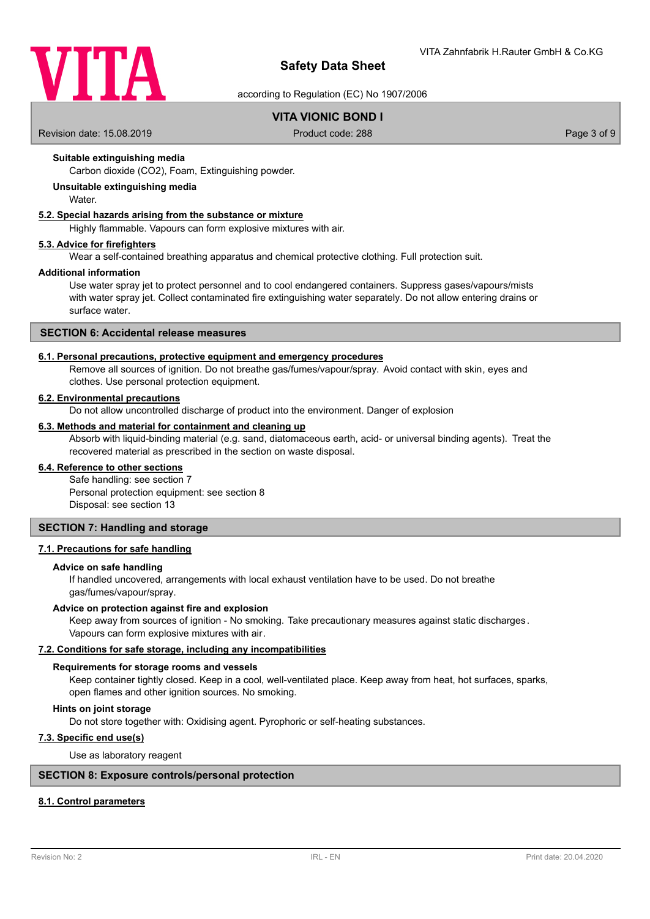**Suitable extinguishing media**

Carbon dioxide ($CO_2$), Foam, Extinguishing powder.

**Unsuitable extinguishing media**

Water.

### 5.2. Special hazards arising from the substance or mixture

Highly flammable. Vapours can form explosive mixtures with air.

### 5.3. Advice for firefighters

Wear a self-contained breathing apparatus and chemical protective clothing. Full protection suit.

**Additional information**

Use water spray jet to protect personnel and to cool endangered containers. Suppress gases/vapours/mists with water spray jet. Collect contaminated fire extinguishing water separately. Do not allow entering drains or surface water.

## SECTION 6: Accidental release measures

### 6.1. Personal precautions, protective equipment and emergency procedures

Remove all sources of ignition. Do not breathe gas/fumes/vapour/spray. Avoid contact with skin, eyes and clothes. Use personal protection equipment.

### 6.2. Environmental precautions

Do not allow uncontrolled discharge of product into the environment. Danger of explosion

### 6.3. Methods and material for containment and cleaning up

Absorb with liquid-binding material (e.g. sand, diatomaceous earth, acid- or universal binding agents). Treat the recovered material as prescribed in the section on waste disposal.

### 6.4. Reference to other sections

Safe handling: see section 7
Personal protection equipment: see section 8
Disposal: see section 13

## SECTION 7: Handling and storage

### 7.1. Precautions for safe handling

**Advice on safe handling**

If handled uncovered, arrangements with local exhaust ventilation have to be used. Do not breathe gas/fumes/vapour/spray.

**Advice on protection against fire and explosion**

Keep away from sources of ignition - No smoking. Take precautionary measures against static discharges. Vapours can form explosive mixtures with air.

### 7.2. Conditions for safe storage, including any incompatibilities

**Requirements for storage rooms and vessels**

Keep container tightly closed. Keep in a cool, well-ventilated place. Keep away from heat, hot surfaces, sparks, open flames and other ignition sources. No smoking.

**Hints on joint storage**

Do not store together with: Oxidising agent. Pyrophoric or self-heating substances.

### 7.3. Specific end use(s)

Use as laboratory reagent

## SECTION 8: Exposure controls/personal protection

### 8.1. Control parameters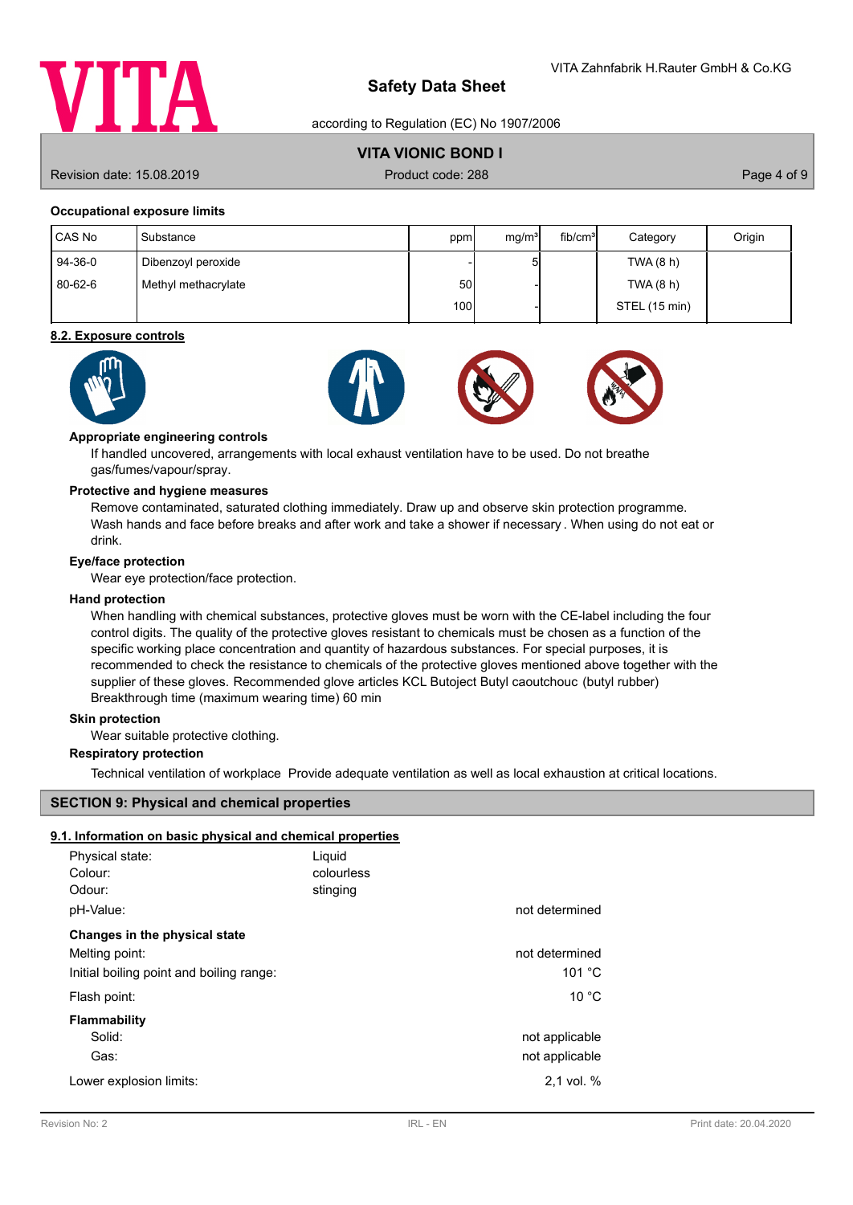#### Occupational exposure limits

| CAS No | Substance | ppm | mg/m³ | fib/cm³ | Category | Origin |
|---|---|---|---|---|---|---|
| 94-36-0 | Dibenzoyl peroxide | - | 5 | | TWA (8 h) | |
| 80-62-6 | Methyl methacrylate | 50 | - | | TWA (8 h) | |
| | | 100 | - | | STEL (15 min) | |

### 8.2. Exposure controls

**Appropriate engineering controls**

If handled uncovered, arrangements with local exhaust ventilation have to be used. Do not breathe gas/fumes/vapour/spray.

**Protective and hygiene measures**

Remove contaminated, saturated clothing immediately. Draw up and observe skin protection programme. Wash hands and face before breaks and after work and take a shower if necessary . When using do not eat or drink.

**Eye/face protection**

Wear eye protection/face protection.

**Hand protection**

When handling with chemical substances, protective gloves must be worn with the CE-label including the four control digits. The quality of the protective gloves resistant to chemicals must be chosen as a function of the specific working place concentration and quantity of hazardous substances. For special purposes, it is recommended to check the resistance to chemicals of the protective gloves mentioned above together with the supplier of these gloves. Recommended glove articles KCL Butoject Butyl caoutchouc (butyl rubber) Breakthrough time (maximum wearing time) 60 min

**Skin protection**

Wear suitable protective clothing.

**Respiratory protection**

Technical ventilation of workplace Provide adequate ventilation as well as local exhaustion at critical locations.

## SECTION 9: Physical and chemical properties

### 9.1. Information on basic physical and chemical properties

| | | |
|---|---|---|
| Physical state: | Liquid | |
| Colour: | colourless | |
| Odour: | stinging | |
| pH-Value: | | not determined |
| **Changes in the physical state** | | |
| Melting point: | | not determined |
| Initial boiling point and boiling range: | | 101 °C |
| Flash point: | | 10 °C |
| **Flammability** | | |
| Solid: | | not applicable |
| Gas: | | not applicable |
| Lower explosion limits: | | 2,1 vol. % |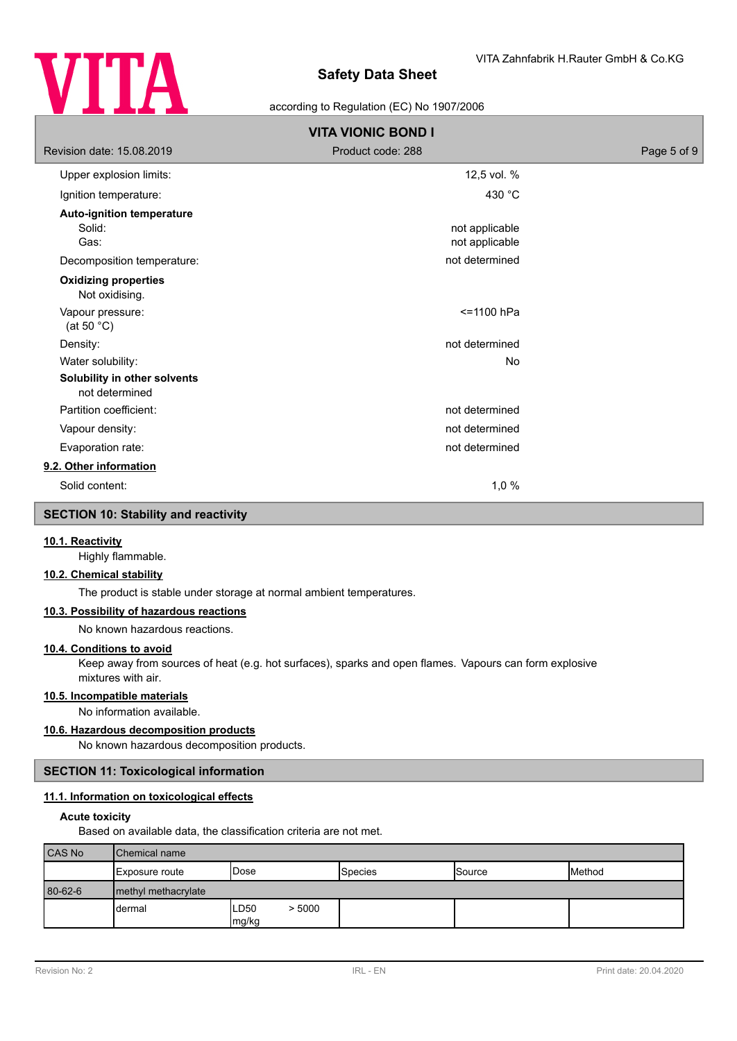Upper explosion limits: 12,5 vol. %

Ignition temperature: 430 °C

**Auto-ignition temperature**

Solid: not applicable

Gas: not applicable

Decomposition temperature: not determined

**Oxidizing properties**

Not oxidising.

Vapour pressure: <=1100 hPa
(at 50 °C)

Density: not determined

Water solubility: No

**Solubility in other solvents**

not determined

Partition coefficient: not determined

Vapour density: not determined

Evaporation rate: not determined

**9.2. Other information**

Solid content: 1,0 %

## SECTION 10: Stability and reactivity

**10.1. Reactivity**

Highly flammable.

**10.2. Chemical stability**

The product is stable under storage at normal ambient temperatures.

**10.3. Possibility of hazardous reactions**

No known hazardous reactions.

**10.4. Conditions to avoid**

Keep away from sources of heat (e.g. hot surfaces), sparks and open flames. Vapours can form explosive mixtures with air.

**10.5. Incompatible materials**

No information available.

**10.6. Hazardous decomposition products**

No known hazardous decomposition products.

## SECTION 11: Toxicological information

**11.1. Information on toxicological effects**

**Acute toxicity**

Based on available data, the classification criteria are not met.

| CAS No | Chemical name | | | | |
|---|---|---|---|---|---|
| | Exposure route | Dose | Species | Source | Method |
| 80-62-6 | methyl methacrylate | | | | |
| | dermal | LD50 > 5000 mg/kg | | | |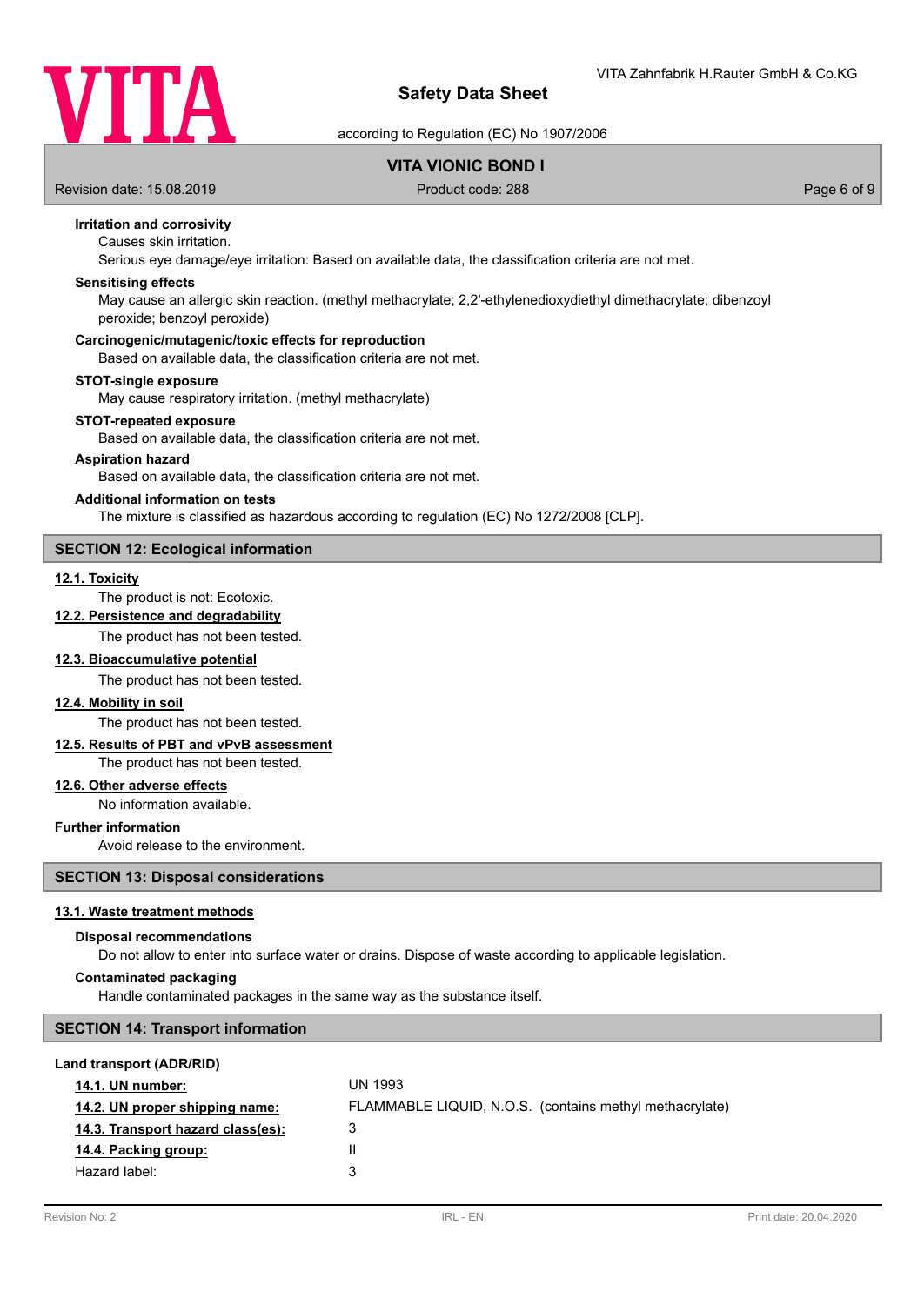**Irritation and corrosivity**

Causes skin irritation.

Serious eye damage/eye irritation: Based on available data, the classification criteria are not met.

**Sensitising effects**

May cause an allergic skin reaction. (methyl methacrylate; 2,2'-ethylenedioxydiethyl dimethacrylate; dibenzoyl peroxide; benzoyl peroxide)

**Carcinogenic/mutagenic/toxic effects for reproduction**

Based on available data, the classification criteria are not met.

**STOT-single exposure**

May cause respiratory irritation. (methyl methacrylate)

**STOT-repeated exposure**

Based on available data, the classification criteria are not met.

**Aspiration hazard**

Based on available data, the classification criteria are not met.

**Additional information on tests**

The mixture is classified as hazardous according to regulation (EC) No 1272/2008 [CLP].

## SECTION 12: Ecological information

**12.1. Toxicity**

The product is not: Ecotoxic.

**12.2. Persistence and degradability**

The product has not been tested.

**12.3. Bioaccumulative potential**

The product has not been tested.

**12.4. Mobility in soil**

The product has not been tested.

**12.5. Results of PBT and vPvB assessment**

The product has not been tested.

**12.6. Other adverse effects**

No information available.

**Further information**

Avoid release to the environment.

## SECTION 13: Disposal considerations

**13.1. Waste treatment methods**

**Disposal recommendations**

Do not allow to enter into surface water or drains. Dispose of waste according to applicable legislation.

**Contaminated packaging**

Handle contaminated packages in the same way as the substance itself.

## SECTION 14: Transport information

**Land transport (ADR/RID)**

| | |
|---|---|
| **14.1. UN number:** | UN 1993 |
| **14.2. UN proper shipping name:** | FLAMMABLE LIQUID, N.O.S. (contains methyl methacrylate) |
| **14.3. Transport hazard class(es):** | 3 |
| **14.4. Packing group:** | II |
| Hazard label: | 3 |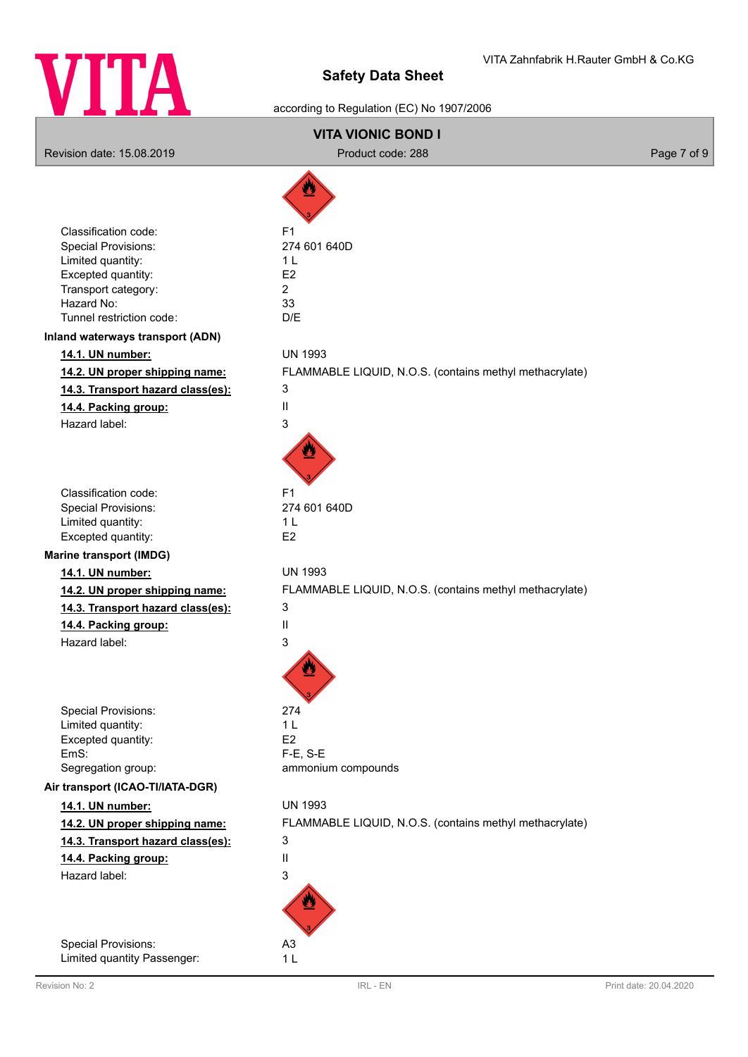Classification code: F1
Special Provisions: 274 601 640D
Limited quantity: 1 L
Excepted quantity: E2
Transport category: 2
Hazard No: 33
Tunnel restriction code: D/E

**Inland waterways transport (ADN)**

**14.1. UN number:** UN 1993

**14.2. UN proper shipping name:** FLAMMABLE LIQUID, N.O.S. (contains methyl methacrylate)

**14.3. Transport hazard class(es):** 3

**14.4. Packing group:** II

Hazard label: 3

Classification code: F1
Special Provisions: 274 601 640D
Limited quantity: 1 L
Excepted quantity: E2

**Marine transport (IMDG)**

**14.1. UN number:** UN 1993

**14.2. UN proper shipping name:** FLAMMABLE LIQUID, N.O.S. (contains methyl methacrylate)

**14.3. Transport hazard class(es):** 3

**14.4. Packing group:** II

Hazard label: 3

Special Provisions: 274
Limited quantity: 1 L
Excepted quantity: E2
EmS: F-E, S-E
Segregation group: ammonium compounds

**Air transport (ICAO-TI/IATA-DGR)**

**14.1. UN number:** UN 1993

**14.2. UN proper shipping name:** FLAMMABLE LIQUID, N.O.S. (contains methyl methacrylate)

**14.3. Transport hazard class(es):** 3

**14.4. Packing group:** II

Hazard label: 3

Special Provisions: A3
Limited quantity Passenger: 1 L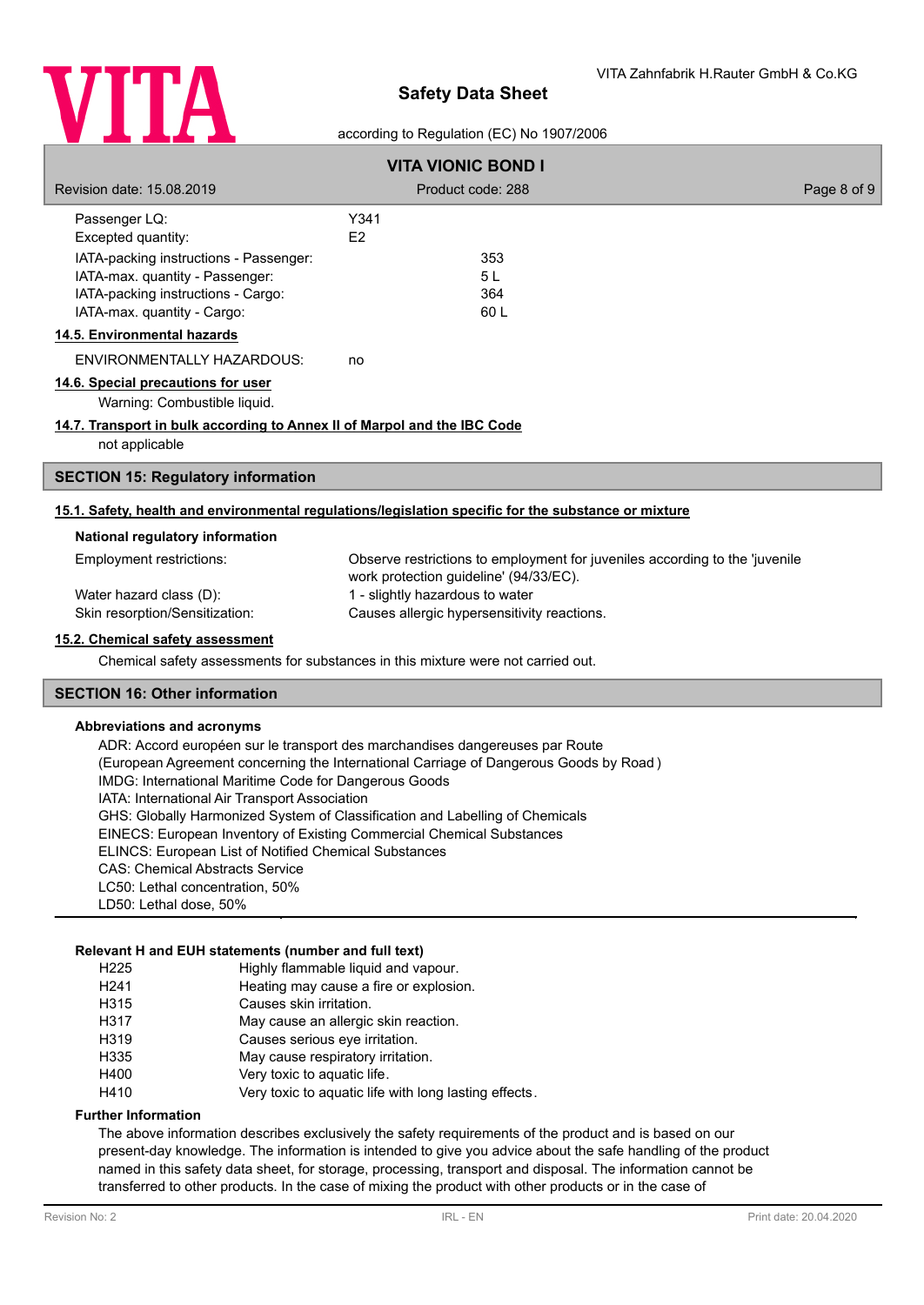| | |
|---|---|
| Passenger LQ: | Y341 |
| Excepted quantity: | E2 |
| IATA-packing instructions - Passenger: | 353 |
| IATA-max. quantity - Passenger: | 5 L |
| IATA-packing instructions - Cargo: | 364 |
| IATA-max. quantity - Cargo: | 60 L |

**14.5. Environmental hazards**

ENVIRONMENTALLY HAZARDOUS: no

**14.6. Special precautions for user**

Warning: Combustible liquid.

**14.7. Transport in bulk according to Annex II of Marpol and the IBC Code**

not applicable

## SECTION 15: Regulatory information

**15.1. Safety, health and environmental regulations/legislation specific for the substance or mixture**

**National regulatory information**

| | |
|---|---|
| Employment restrictions: | Observe restrictions to employment for juveniles according to the 'juvenile work protection guideline' (94/33/EC). |
| Water hazard class (D): | 1 - slightly hazardous to water |
| Skin resorption/Sensitization: | Causes allergic hypersensitivity reactions. |

**15.2. Chemical safety assessment**

Chemical safety assessments for substances in this mixture were not carried out.

## SECTION 16: Other information

**Abbreviations and acronyms**

ADR: Accord européen sur le transport des marchandises dangereuses par Route
(European Agreement concerning the International Carriage of Dangerous Goods by Road )
IMDG: International Maritime Code for Dangerous Goods
IATA: International Air Transport Association
GHS: Globally Harmonized System of Classification and Labelling of Chemicals
EINECS: European Inventory of Existing Commercial Chemical Substances
ELINCS: European List of Notified Chemical Substances
CAS: Chemical Abstracts Service
LC50: Lethal concentration, 50%
LD50: Lethal dose, 50%

**Relevant H and EUH statements (number and full text)**

| | |
|---|---|
| H225 | Highly flammable liquid and vapour. |
| H241 | Heating may cause a fire or explosion. |
| H315 | Causes skin irritation. |
| H317 | May cause an allergic skin reaction. |
| H319 | Causes serious eye irritation. |
| H335 | May cause respiratory irritation. |
| H400 | Very toxic to aquatic life. |
| H410 | Very toxic to aquatic life with long lasting effects. |

**Further Information**

The above information describes exclusively the safety requirements of the product and is based on our present-day knowledge. The information is intended to give you advice about the safe handling of the product named in this safety data sheet, for storage, processing, transport and disposal. The information cannot be transferred to other products. In the case of mixing the product with other products or in the case of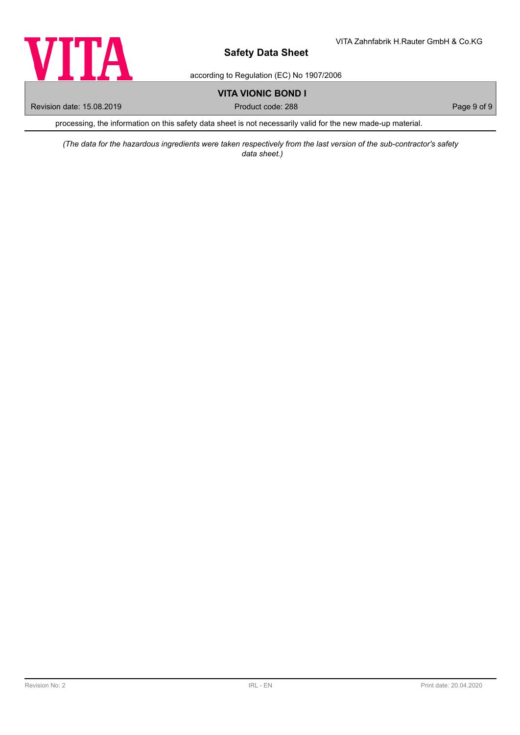processing, the information on this safety data sheet is not necessarily valid for the new made-up material.

*(The data for the hazardous ingredients were taken respectively from the last version of the sub-contractor's safety data sheet.)*